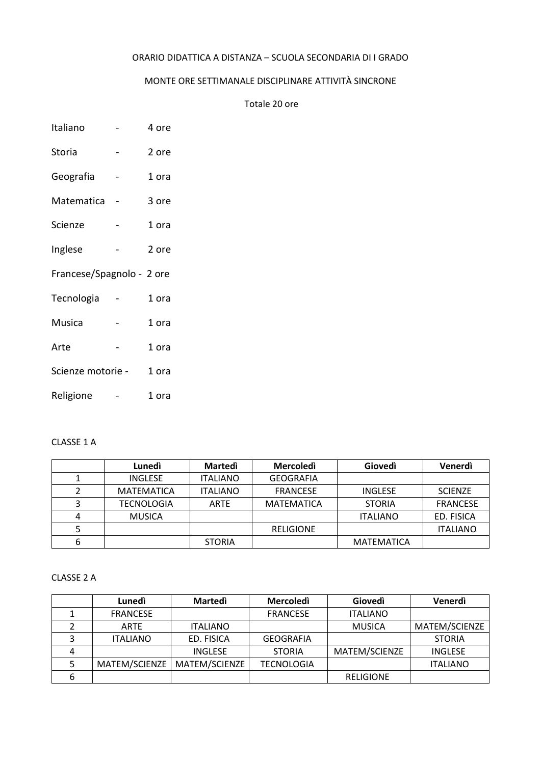ORARIO DIDATTICA A DISTANZA – SCUOLA SECONDARIA DI I GRADO

MONTE ORE SETTIMANALE DISCIPLINARE ATTIVITÀ SINCRONE

Totale 20 ore

Italiano - 4 ore

Storia - 2 ore

Geografia - 1 ora

Matematica - 3 ore

Scienze - 1 ora

Inglese - 2 ore

Francese/Spagnolo - 2 ore

Tecnologia - 1 ora

Musica - 1 ora

Arte - 1 ora

Scienze motorie - 1 ora

Religione - 1 ora

CLASSE 1 A

| | Lunedì | Martedì | Mercoledì | Giovedì | Venerdì |
|---|---|---|---|---|---|
| 1 | INGLESE | ITALIANO | GEOGRAFIA | | |
| 2 | MATEMATICA | ITALIANO | FRANCESE | INGLESE | SCIENZE |
| 3 | TECNOLOGIA | ARTE | MATEMATICA | STORIA | FRANCESE |
| 4 | MUSICA | | | ITALIANO | ED. FISICA |
| 5 | | | RELIGIONE | | ITALIANO |
| 6 | | STORIA | | MATEMATICA | |

CLASSE 2 A

| | Lunedì | Martedì | Mercoledì | Giovedì | Venerdì |
|---|---|---|---|---|---|
| 1 | FRANCESE | | FRANCESE | ITALIANO | |
| 2 | ARTE | ITALIANO | | MUSICA | MATEM/SCIENZE |
| 3 | ITALIANO | ED. FISICA | GEOGRAFIA | | STORIA |
| 4 | | INGLESE | STORIA | MATEM/SCIENZE | INGLESE |
| 5 | MATEM/SCIENZE | MATEM/SCIENZE | TECNOLOGIA | | ITALIANO |
| 6 | | | | RELIGIONE | |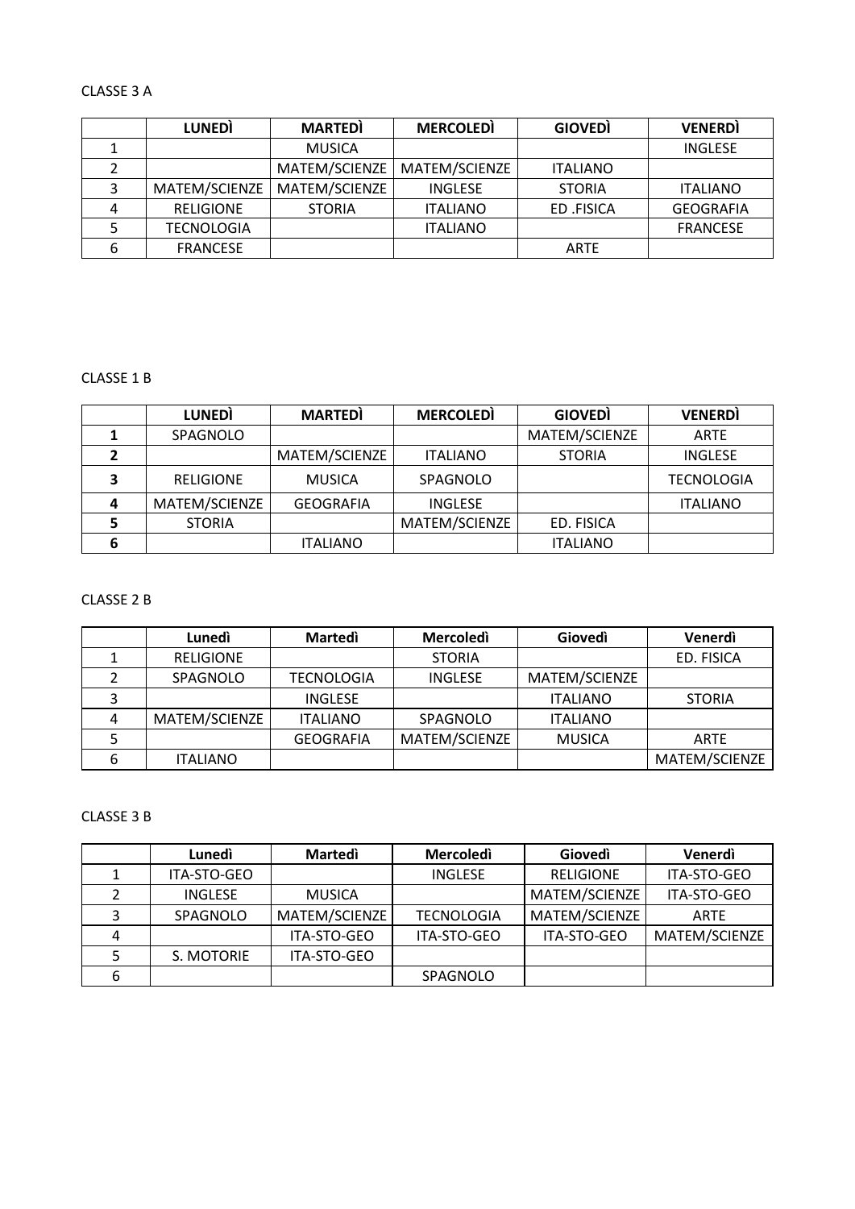CLASSE 3 A

| | **LUNEDÌ** | **MARTEDÌ** | **MERCOLEDÌ** | **GIOVEDÌ** | **VENERDÌ** |
|---|---|---|---|---|---|
| 1 | | MUSICA | | | INGLESE |
| 2 | | MATEM/SCIENZE | MATEM/SCIENZE | ITALIANO | |
| 3 | MATEM/SCIENZE | MATEM/SCIENZE | INGLESE | STORIA | ITALIANO |
| 4 | RELIGIONE | STORIA | ITALIANO | ED .FISICA | GEOGRAFIA |
| 5 | TECNOLOGIA | | ITALIANO | | FRANCESE |
| 6 | FRANCESE | | | ARTE | |

CLASSE 1 B

| | **LUNEDÌ** | **MARTEDÌ** | **MERCOLEDÌ** | **GIOVEDÌ** | **VENERDÌ** |
|---|---|---|---|---|---|
| **1** | SPAGNOLO | | | MATEM/SCIENZE | ARTE |
| **2** | | MATEM/SCIENZE | ITALIANO | STORIA | INGLESE |
| **3** | RELIGIONE | MUSICA | SPAGNOLO | | TECNOLOGIA |
| **4** | MATEM/SCIENZE | GEOGRAFIA | INGLESE | | ITALIANO |
| **5** | STORIA | | MATEM/SCIENZE | ED. FISICA | |
| **6** | | ITALIANO | | ITALIANO | |

CLASSE 2 B

| | **Lunedì** | **Martedì** | **Mercoledì** | **Giovedì** | **Venerdì** |
|---|---|---|---|---|---|
| 1 | RELIGIONE | | STORIA | | ED. FISICA |
| 2 | SPAGNOLO | TECNOLOGIA | INGLESE | MATEM/SCIENZE | |
| 3 | | INGLESE | | ITALIANO | STORIA |
| 4 | MATEM/SCIENZE | ITALIANO | SPAGNOLO | ITALIANO | |
| 5 | | GEOGRAFIA | MATEM/SCIENZE | MUSICA | ARTE |
| 6 | ITALIANO | | | | MATEM/SCIENZE |

CLASSE 3 B

| | **Lunedì** | **Martedì** | **Mercoledì** | **Giovedì** | **Venerdì** |
|---|---|---|---|---|---|
| 1 | ITA-STO-GEO | | INGLESE | RELIGIONE | ITA-STO-GEO |
| 2 | INGLESE | MUSICA | | MATEM/SCIENZE | ITA-STO-GEO |
| 3 | SPAGNOLO | MATEM/SCIENZE | TECNOLOGIA | MATEM/SCIENZE | ARTE |
| 4 | | ITA-STO-GEO | ITA-STO-GEO | ITA-STO-GEO | MATEM/SCIENZE |
| 5 | S. MOTORIE | ITA-STO-GEO | | | |
| 6 | | | SPAGNOLO | | |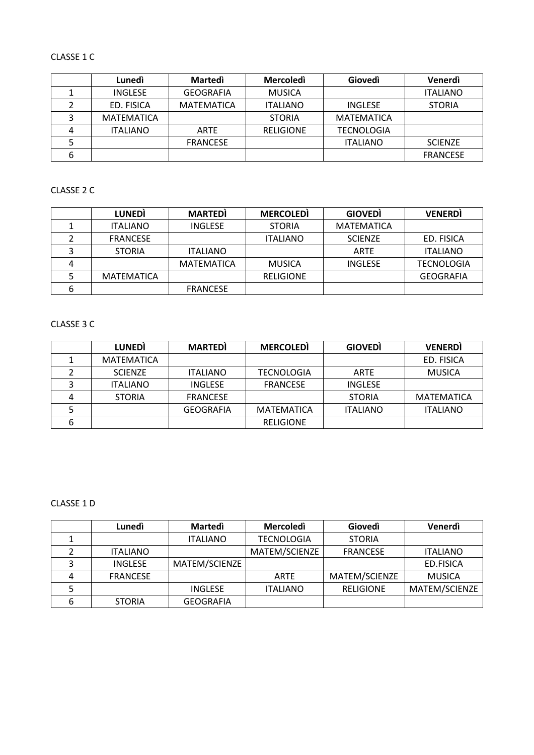CLASSE 1 C

| | Lunedì | Martedì | Mercoledì | Giovedì | Venerdì |
|---|---|---|---|---|---|
| 1 | INGLESE | GEOGRAFIA | MUSICA | | ITALIANO |
| 2 | ED. FISICA | MATEMATICA | ITALIANO | INGLESE | STORIA |
| 3 | MATEMATICA | | STORIA | MATEMATICA | |
| 4 | ITALIANO | ARTE | RELIGIONE | TECNOLOGIA | |
| 5 | | FRANCESE | | ITALIANO | SCIENZE |
| 6 | | | | | FRANCESE |

CLASSE 2 C

| | LUNEDÌ | MARTEDÌ | MERCOLEDÌ | GIOVEDÌ | VENERDÌ |
|---|---|---|---|---|---|
| 1 | ITALIANO | INGLESE | STORIA | MATEMATICA | |
| 2 | FRANCESE | | ITALIANO | SCIENZE | ED. FISICA |
| 3 | STORIA | ITALIANO | | ARTE | ITALIANO |
| 4 | | MATEMATICA | MUSICA | INGLESE | TECNOLOGIA |
| 5 | MATEMATICA | | RELIGIONE | | GEOGRAFIA |
| 6 | | FRANCESE | | | |

CLASSE 3 C

| | LUNEDÌ | MARTEDÌ | MERCOLEDÌ | GIOVEDÌ | VENERDÌ |
|---|---|---|---|---|---|
| 1 | MATEMATICA | | | | ED. FISICA |
| 2 | SCIENZE | ITALIANO | TECNOLOGIA | ARTE | MUSICA |
| 3 | ITALIANO | INGLESE | FRANCESE | INGLESE | |
| 4 | STORIA | FRANCESE | | STORIA | MATEMATICA |
| 5 | | GEOGRAFIA | MATEMATICA | ITALIANO | ITALIANO |
| 6 | | | RELIGIONE | | |

CLASSE 1 D

| | Lunedì | Martedì | Mercoledì | Giovedì | Venerdì |
|---|---|---|---|---|---|
| 1 | | ITALIANO | TECNOLOGIA | STORIA | |
| 2 | ITALIANO | | MATEM/SCIENZE | FRANCESE | ITALIANO |
| 3 | INGLESE | MATEM/SCIENZE | | | ED.FISICA |
| 4 | FRANCESE | | ARTE | MATEM/SCIENZE | MUSICA |
| 5 | | INGLESE | ITALIANO | RELIGIONE | MATEM/SCIENZE |
| 6 | STORIA | GEOGRAFIA | | | |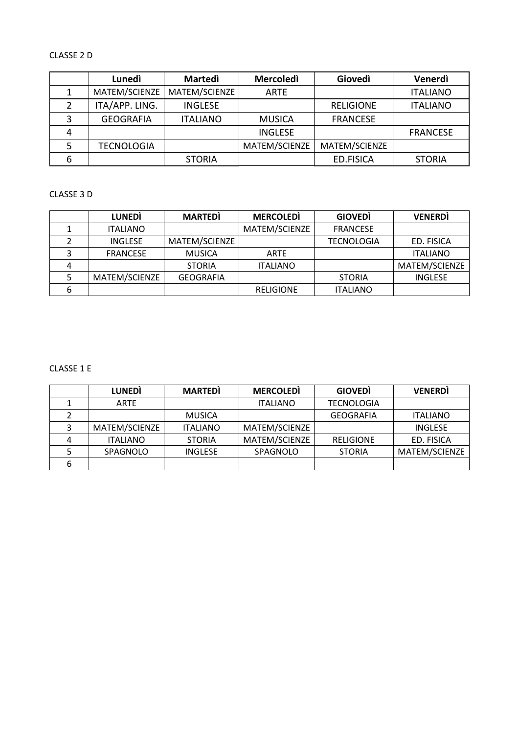CLASSE 2 D

| | Lunedì | Martedì | Mercoledì | Giovedì | Venerdì |
|---|---|---|---|---|---|
| 1 | MATEM/SCIENZE | MATEM/SCIENZE | ARTE | | ITALIANO |
| 2 | ITA/APP. LING. | INGLESE | | RELIGIONE | ITALIANO |
| 3 | GEOGRAFIA | ITALIANO | MUSICA | FRANCESE | |
| 4 | | | INGLESE | | FRANCESE |
| 5 | TECNOLOGIA | | MATEM/SCIENZE | MATEM/SCIENZE | |
| 6 | | STORIA | | ED.FISICA | STORIA |

CLASSE 3 D

| | LUNEDÌ | MARTEDÌ | MERCOLEDÌ | GIOVEDÌ | VENERDÌ |
|---|---|---|---|---|---|
| 1 | ITALIANO | | MATEM/SCIENZE | FRANCESE | |
| 2 | INGLESE | MATEM/SCIENZE | | TECNOLOGIA | ED. FISICA |
| 3 | FRANCESE | MUSICA | ARTE | | ITALIANO |
| 4 | | STORIA | ITALIANO | | MATEM/SCIENZE |
| 5 | MATEM/SCIENZE | GEOGRAFIA | | STORIA | INGLESE |
| 6 | | | RELIGIONE | ITALIANO | |

CLASSE 1 E

| | LUNEDÌ | MARTEDÌ | MERCOLEDÌ | GIOVEDÌ | VENERDÌ |
|---|---|---|---|---|---|
| 1 | ARTE | | ITALIANO | TECNOLOGIA | |
| 2 | | MUSICA | | GEOGRAFIA | ITALIANO |
| 3 | MATEM/SCIENZE | ITALIANO | MATEM/SCIENZE | | INGLESE |
| 4 | ITALIANO | STORIA | MATEM/SCIENZE | RELIGIONE | ED. FISICA |
| 5 | SPAGNOLO | INGLESE | SPAGNOLO | STORIA | MATEM/SCIENZE |
| 6 | | | | | |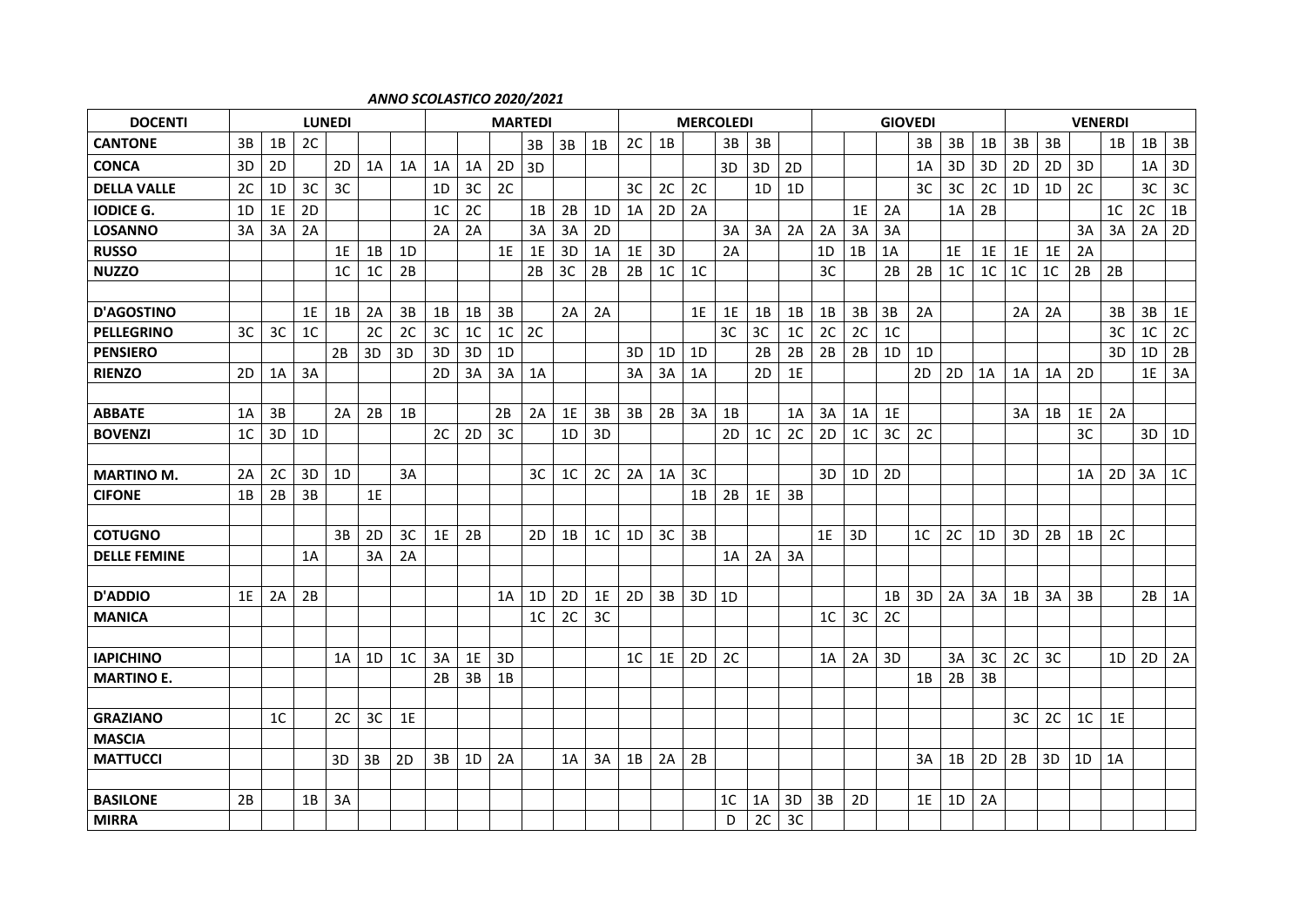***ANNO SCOLASTICO 2020/2021***

| DOCENTI | LUNEDI | | | | | | MARTEDI | | | | | | MERCOLEDI | | | | | | GIOVEDI | | | | | | VENERDI | | | | | |
|---|---|---|---|---|---|---|---|---|---|---|---|---|---|---|---|---|---|---|---|---|---|---|---|---|---|---|---|---|---|---|
| **CANTONE** | 3B | 1B | 2C | | | | | | | 3B | 3B | 1B | 2C | 1B | | 3B | 3B | | | | | 3B | 3B | 1B | 3B | 3B | | 1B | 1B | 3B |
| **CONCA** | 3D | 2D | | 2D | 1A | 1A | 1A | 1A | 2D | 3D | | | | | | 3D | 3D | 2D | | | | 1A | 3D | 3D | 2D | 2D | 3D | | 1A | 3D |
| **DELLA VALLE** | 2C | 1D | 3C | 3C | | | 1D | 3C | 2C | | | | 3C | 2C | 2C | | 1D | 1D | | | | 3C | 3C | 2C | 1D | 1D | 2C | | 3C | 3C |
| **IODICE G.** | 1D | 1E | 2D | | | | 1C | 2C | | 1B | 2B | 1D | 1A | 2D | 2A | | | | | 1E | 2A | | 1A | 2B | | | | 1C | 2C | 1B |
| **LOSANNO** | 3A | 3A | 2A | | | | 2A | 2A | | 3A | 3A | 2D | | | | 3A | 3A | 2A | 2A | 3A | 3A | | | | | | 3A | 3A | 2A | 2D |
| **RUSSO** | | | | 1E | 1B | 1D | | | 1E | 1E | 3D | 1A | 1E | 3D | | 2A | | | 1D | 1B | 1A | | 1E | 1E | 1E | 1E | 2A | | | |
| **NUZZO** | | | | 1C | 1C | 2B | | | | 2B | 3C | 2B | 2B | 1C | 1C | | | | 3C | | 2B | 2B | 1C | 1C | 1C | 1C | 2B | 2B | | |
| | | | | | | | | | | | | | | | | | | | | | | | | | | | | | | |
| **D'AGOSTINO** | | | 1E | 1B | 2A | 3B | 1B | 1B | 3B | | 2A | 2A | | | 1E | 1E | 1B | 1B | 1B | 3B | 3B | 2A | | | 2A | 2A | | 3B | 3B | 1E |
| **PELLEGRINO** | 3C | 3C | 1C | | 2C | 2C | 3C | 1C | 1C | 2C | | | | | | 3C | 3C | 1C | 2C | 2C | 1C | | | | | | | 3C | 1C | 2C |
| **PENSIERO** | | | | 2B | 3D | 3D | 3D | 3D | 1D | | | | 3D | 1D | 1D | | 2B | 2B | 2B | 2B | 1D | 1D | | | | | | 3D | 1D | 2B |
| **RIENZO** | 2D | 1A | 3A | | | | 2D | 3A | 3A | 1A | | | 3A | 3A | 1A | | 2D | 1E | | | | 2D | 2D | 1A | 1A | 1A | 2D | | 1E | 3A |
| | | | | | | | | | | | | | | | | | | | | | | | | | | | | | | |
| **ABBATE** | 1A | 3B | | 2A | 2B | 1B | | | 2B | 2A | 1E | 3B | 3B | 2B | 3A | 1B | | 1A | 3A | 1A | 1E | | | | 3A | 1B | 1E | 2A | | |
| **BOVENZI** | 1C | 3D | 1D | | | | 2C | 2D | 3C | | 1D | 3D | | | | 2D | 1C | 2C | 2D | 1C | 3C | 2C | | | | | 3C | | 3D | 1D |
| | | | | | | | | | | | | | | | | | | | | | | | | | | | | | | |
| **MARTINO M.** | 2A | 2C | 3D | 1D | | 3A | | | | 3C | 1C | 2C | 2A | 1A | 3C | | | | 3D | 1D | 2D | | | | | | 1A | 2D | 3A | 1C |
| **CIFONE** | 1B | 2B | 3B | | 1E | | | | | | | | | | 1B | 2B | 1E | 3B | | | | | | | | | | | | |
| | | | | | | | | | | | | | | | | | | | | | | | | | | | | | | |
| **COTUGNO** | | | | 3B | 2D | 3C | 1E | 2B | | 2D | 1B | 1C | 1D | 3C | 3B | | | | 1E | 3D | | 1C | 2C | 1D | 3D | 2B | 1B | 2C | | |
| **DELLE FEMINE** | | | 1A | | 3A | 2A | | | | | | | | | | 1A | 2A | 3A | | | | | | | | | | | | |
| | | | | | | | | | | | | | | | | | | | | | | | | | | | | | | |
| **D'ADDIO** | 1E | 2A | 2B | | | | | | 1A | 1D | 2D | 1E | 2D | 3B | 3D | 1D | | | | | 1B | 3D | 2A | 3A | 1B | 3A | 3B | | 2B | 1A |
| **MANICA** | | | | | | | | | | 1C | 2C | 3C | | | | | | | 1C | 3C | 2C | | | | | | | | | |
| | | | | | | | | | | | | | | | | | | | | | | | | | | | | | | |
| **IAPICHINO** | | | | 1A | 1D | 1C | 3A | 1E | 3D | | | | 1C | 1E | 2D | 2C | | | 1A | 2A | 3D | | 3A | 3C | 2C | 3C | | 1D | 2D | 2A |
| **MARTINO E.** | | | | | | | 2B | 3B | 1B | | | | | | | | | | | | | 1B | 2B | 3B | | | | | | |
| | | | | | | | | | | | | | | | | | | | | | | | | | | | | | | |
| **GRAZIANO** | | 1C | | 2C | 3C | 1E | | | | | | | | | | | | | | | | | | | 3C | 2C | 1C | 1E | | |
| **MASCIA** | | | | | | | | | | | | | | | | | | | | | | | | | | | | | | |
| **MATTUCCI** | | | | 3D | 3B | 2D | 3B | 1D | 2A | | 1A | 3A | 1B | 2A | 2B | | | | | | | 3A | 1B | 2D | 2B | 3D | 1D | 1A | | |
| | | | | | | | | | | | | | | | | | | | | | | | | | | | | | | |
| **BASILONE** | 2B | | 1B | 3A | | | | | | | | | | | | 1C | 1A | 3D | 3B | 2D | | 1E | 1D | 2A | | | | | | |
| **MIRRA** | | | | | | | | | | | | | | | | D | 2C | 3C | | | | | | | | | | | | |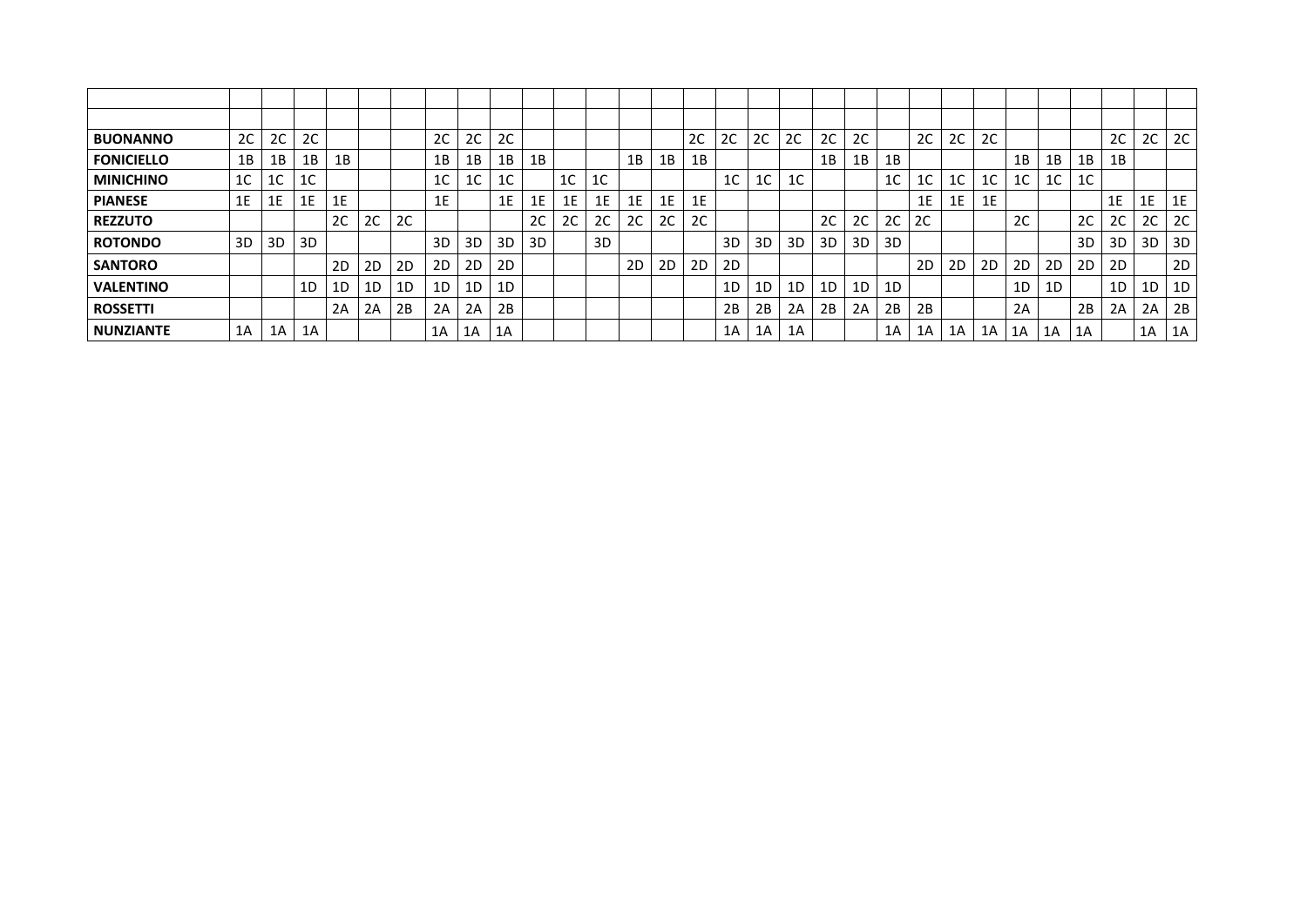| | | | | | | | | | | | | | | | | | | | | | | | | | | | | | | | |
|---|---|---|---|---|---|---|---|---|---|---|---|---|---|---|---|---|---|---|---|---|---|---|---|---|---|---|---|---|---|---|---|
| | | | | | | | | | | | | | | | | | | | | | | | | | | | | | | | |
| **BUONANNO** | 2C | 2C | 2C | | | | 2C | 2C | 2C | | | | | | 2C | 2C | 2C | 2C | 2C | 2C | | 2C | 2C | 2C | | | | 2C | 2C | 2C |
| **FONICIELLO** | 1B | 1B | 1B | 1B | | | 1B | 1B | 1B | 1B | | | | 1B | 1B | 1B | | | | 1B | 1B | 1B | | | | 1B | 1B | 1B | 1B | | |
| **MINICHINO** | 1C | 1C | 1C | | | | 1C | 1C | 1C | | 1C | 1C | | | | | 1C | 1C | 1C | | | 1C | 1C | 1C | 1C | 1C | 1C | 1C | | | |
| **PIANESE** | 1E | 1E | 1E | 1E | | | 1E | | 1E | 1E | 1E | 1E | 1E | 1E | 1E | 1E | | | | | | | 1E | 1E | 1E | | | | 1E | 1E | 1E |
| **REZZUTO** | | | | 2C | 2C | 2C | | | | | 2C | 2C | 2C | 2C | 2C | 2C | | | | 2C | 2C | 2C | 2C | | | 2C | | 2C | 2C | 2C | 2C |
| **ROTONDO** | 3D | 3D | 3D | | | | 3D | 3D | 3D | 3D | | 3D | | | | | 3D | 3D | 3D | 3D | 3D | 3D | | | | | | 3D | 3D | 3D | 3D |
| **SANTORO** | | | | 2D | 2D | 2D | 2D | 2D | 2D | | | | | 2D | 2D | 2D | 2D | | | | | | 2D | 2D | 2D | 2D | 2D | 2D | 2D | | 2D |
| **VALENTINO** | | | 1D | 1D | 1D | 1D | 1D | 1D | 1D | | | | | | | | 1D | 1D | 1D | 1D | 1D | 1D | | | | 1D | 1D | | 1D | 1D | 1D |
| **ROSSETTI** | | | | 2A | 2A | 2B | 2A | 2A | 2B | | | | | | | | 2B | 2B | 2A | 2B | 2A | 2B | 2B | | | 2A | | 2B | 2A | 2A | 2B |
| **NUNZIANTE** | 1A | 1A | 1A | | | | 1A | 1A | 1A | | | | | | | | 1A | 1A | 1A | | | 1A | 1A | 1A | 1A | 1A | 1A | 1A | | 1A | 1A |